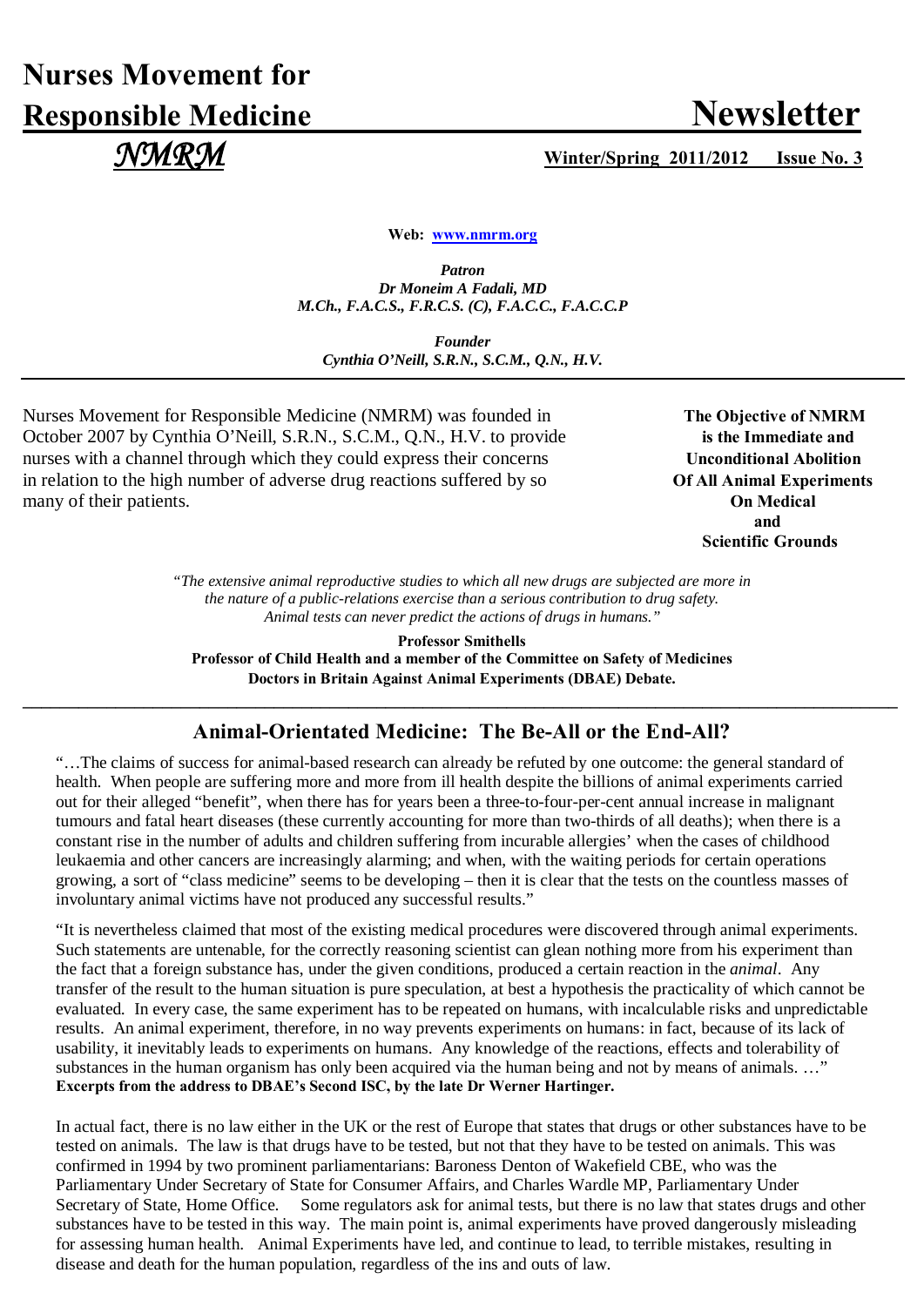# Nurses Movement for Responsible Medicine

# Newsletter

*NMRM*

**Winter/Spring 2011/2012 Issue No. 3**

**Web: [www.nmrm.org](www.nmrm.org)**

***Patron***
***Dr Moneim A Fadali, MD***
***M.Ch., F.A.C.S., F.R.C.S. (C), F.A.C.C., F.A.C.C.P***

***Founder***
***Cynthia O'Neill, S.R.N., S.C.M., Q.N., H.V.***

Nurses Movement for Responsible Medicine (NMRM) was founded in October 2007 by Cynthia O'Neill, S.R.N., S.C.M., Q.N., H.V. to provide nurses with a channel through which they could express their concerns in relation to the high number of adverse drug reactions suffered by so many of their patients.

**The Objective of NMRM is the Immediate and Unconditional Abolition Of All Animal Experiments On Medical and Scientific Grounds**

*"The extensive animal reproductive studies to which all new drugs are subjected are more in the nature of a public-relations exercise than a serious contribution to drug safety. Animal tests can never predict the actions of drugs in humans."*

**Professor Smithells**
**Professor of Child Health and a member of the Committee on Safety of Medicines**
**Doctors in Britain Against Animal Experiments (DBAE) Debate.**

---

## Animal-Orientated Medicine: The Be-All or the End-All?

"…The claims of success for animal-based research can already be refuted by one outcome: the general standard of health. When people are suffering more and more from ill health despite the billions of animal experiments carried out for their alleged "benefit", when there has for years been a three-to-four-per-cent annual increase in malignant tumours and fatal heart diseases (these currently accounting for more than two-thirds of all deaths); when there is a constant rise in the number of adults and children suffering from incurable allergies' when the cases of childhood leukaemia and other cancers are increasingly alarming; and when, with the waiting periods for certain operations growing, a sort of "class medicine" seems to be developing – then it is clear that the tests on the countless masses of involuntary animal victims have not produced any successful results."

"It is nevertheless claimed that most of the existing medical procedures were discovered through animal experiments. Such statements are untenable, for the correctly reasoning scientist can glean nothing more from his experiment than the fact that a foreign substance has, under the given conditions, produced a certain reaction in the *animal*. Any transfer of the result to the human situation is pure speculation, at best a hypothesis the practicality of which cannot be evaluated. In every case, the same experiment has to be repeated on humans, with incalculable risks and unpredictable results. An animal experiment, therefore, in no way prevents experiments on humans: in fact, because of its lack of usability, it inevitably leads to experiments on humans. Any knowledge of the reactions, effects and tolerability of substances in the human organism has only been acquired via the human being and not by means of animals. …"
**Excerpts from the address to DBAE's Second ISC, by the late Dr Werner Hartinger.**

In actual fact, there is no law either in the UK or the rest of Europe that states that drugs or other substances have to be tested on animals. The law is that drugs have to be tested, but not that they have to be tested on animals. This was confirmed in 1994 by two prominent parliamentarians: Baroness Denton of Wakefield CBE, who was the Parliamentary Under Secretary of State for Consumer Affairs, and Charles Wardle MP, Parliamentary Under Secretary of State, Home Office. Some regulators ask for animal tests, but there is no law that states drugs and other substances have to be tested in this way. The main point is, animal experiments have proved dangerously misleading for assessing human health. Animal Experiments have led, and continue to lead, to terrible mistakes, resulting in disease and death for the human population, regardless of the ins and outs of law.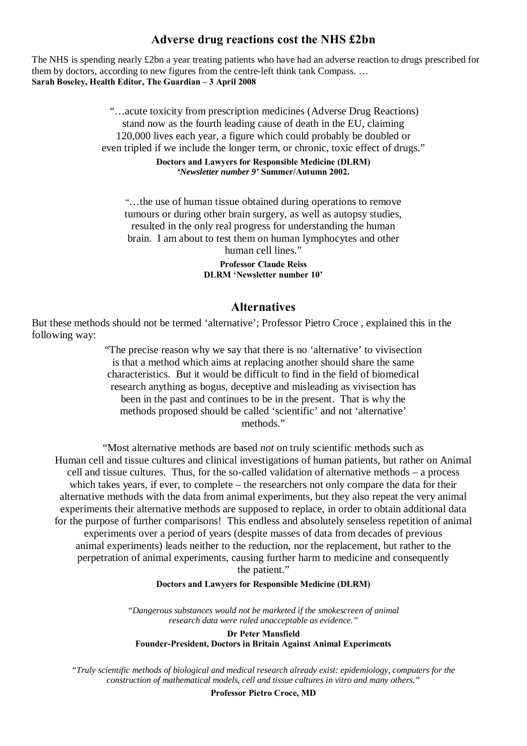## Adverse drug reactions cost the NHS £2bn

The NHS is spending nearly £2bn a year treating patients who have had an adverse reaction to drugs prescribed for them by doctors, according to new figures from the centre-left think tank Compass. …
**Sarah Boseley, Health Editor, The Guardian – 3 April 2008**

"…acute toxicity from prescription medicines (Adverse Drug Reactions) stand now as the fourth leading cause of death in the EU, claiming 120,000 lives each year, a figure which could probably be doubled or even tripled if we include the longer term, or chronic, toxic effect of drugs."

**Doctors and Lawyers for Responsible Medicine (DLRM)**
**'*Newsletter number 9*' Summer/Autumn 2002.**

"…the use of human tissue obtained during operations to remove tumours or during other brain surgery, as well as autopsy studies, resulted in the only real progress for understanding the human brain. I am about to test them on human lymphocytes and other human cell lines."

**Professor Claude Reiss**
**DLRM 'Newsletter number 10'**

## Alternatives

But these methods should not be termed 'alternative'; Professor Pietro Croce , explained this in the following way:

"The precise reason why we say that there is no 'alternative' to vivisection is that a method which aims at replacing another should share the same characteristics. But it would be difficult to find in the field of biomedical research anything as bogus, deceptive and misleading as vivisection has been in the past and continues to be in the present. That is why the methods proposed should be called 'scientific' and not 'alternative' methods."

"Most alternative methods are based *not* on truly scientific methods such as Human cell and tissue cultures and clinical investigations of human patients, but rather on Animal cell and tissue cultures. Thus, for the so-called validation of alternative methods – a process which takes years, if ever, to complete – the researchers not only compare the data for their alternative methods with the data from animal experiments, but they also repeat the very animal experiments their alternative methods are supposed to replace, in order to obtain additional data for the purpose of further comparisons! This endless and absolutely senseless repetition of animal experiments over a period of years (despite masses of data from decades of previous animal experiments) leads neither to the reduction, nor the replacement, but rather to the perpetration of animal experiments, causing further harm to medicine and consequently the patient."

**Doctors and Lawyers for Responsible Medicine (DLRM)**

*"Dangerous substances would not be marketed if the smokescreen of animal research data were ruled unacceptable as evidence."*

**Dr Peter Mansfield**
**Founder-President, Doctors in Britain Against Animal Experiments**

*"Truly scientific methods of biological and medical research already exist: epidemiology, computers for the construction of mathematical models, cell and tissue cultures in vitro and many others."*

**Professor Pietro Croce, MD**